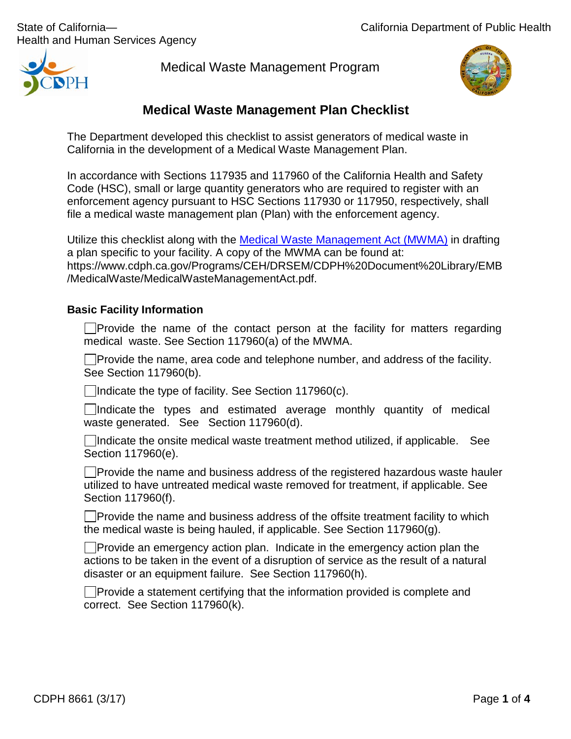State of California—
Health and Human Services Agency

California Department of Public Health

Medical Waste Management Program

# Medical Waste Management Plan Checklist

The Department developed this checklist to assist generators of medical waste in California in the development of a Medical Waste Management Plan.

In accordance with Sections 117935 and 117960 of the California Health and Safety Code (HSC), small or large quantity generators who are required to register with an enforcement agency pursuant to HSC Sections 117930 or 117950, respectively, shall file a medical waste management plan (Plan) with the enforcement agency.

Utilize this checklist along with the [Medical Waste Management Act (MWMA)](https://www.cdph.ca.gov/Programs/CEH/DRSEM/CDPH%20Document%20Library/EMB/MedicalWaste/MedicalWasteManagementAct.pdf) in drafting a plan specific to your facility. A copy of the MWMA can be found at: https://www.cdph.ca.gov/Programs/CEH/DRSEM/CDPH%20Document%20Library/EMB/MedicalWaste/MedicalWasteManagementAct.pdf.

## Basic Facility Information

- ☐ Provide the name of the contact person at the facility for matters regarding medical waste. See Section 117960(a) of the MWMA.
- ☐ Provide the name, area code and telephone number, and address of the facility. See Section 117960(b).
- ☐ Indicate the type of facility. See Section 117960(c).
- ☐ Indicate the types and estimated average monthly quantity of medical waste generated. See Section 117960(d).
- ☐ Indicate the onsite medical waste treatment method utilized, if applicable. See Section 117960(e).
- ☐ Provide the name and business address of the registered hazardous waste hauler utilized to have untreated medical waste removed for treatment, if applicable. See Section 117960(f).
- ☐ Provide the name and business address of the offsite treatment facility to which the medical waste is being hauled, if applicable. See Section 117960(g).
- ☐ Provide an emergency action plan. Indicate in the emergency action plan the actions to be taken in the event of a disruption of service as the result of a natural disaster or an equipment failure. See Section 117960(h).
- ☐ Provide a statement certifying that the information provided is complete and correct. See Section 117960(k).

CDPH 8661 (3/17)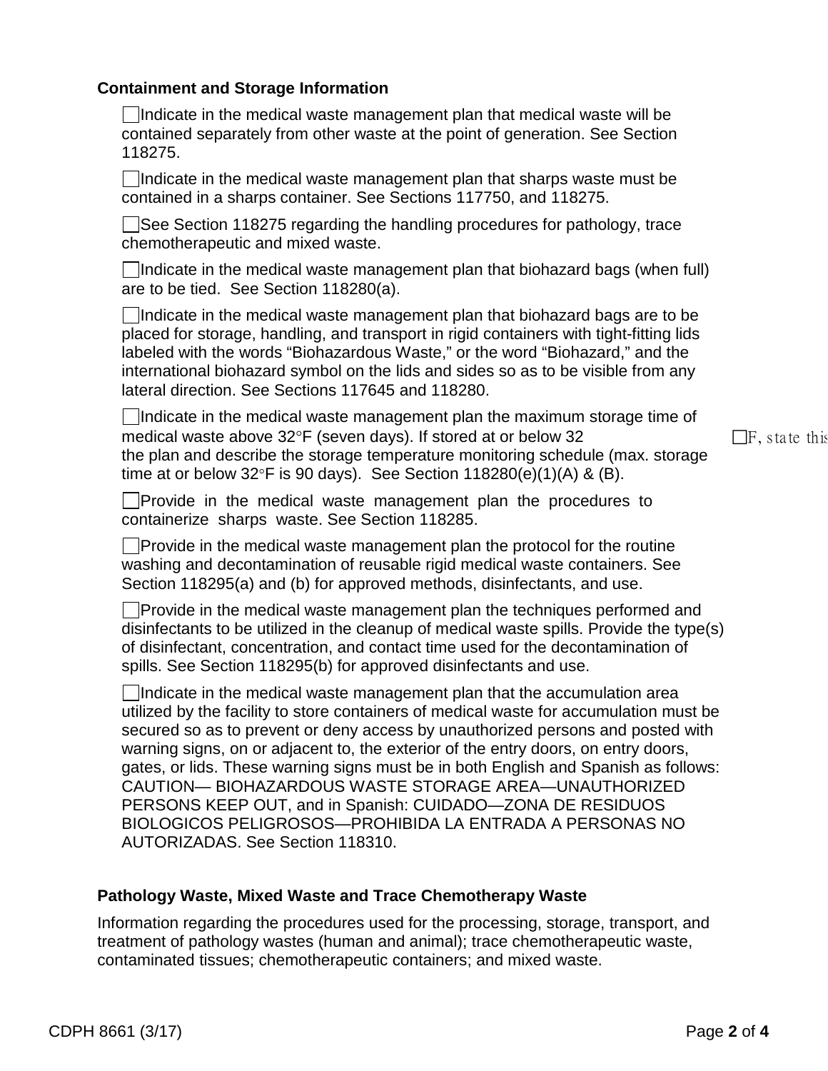**Containment and Storage Information**

☐Indicate in the medical waste management plan that medical waste will be contained separately from other waste at the point of generation. See Section 118275.

☐Indicate in the medical waste management plan that sharps waste must be contained in a sharps container. See Sections 117750, and 118275.

☐See Section 118275 regarding the handling procedures for pathology, trace chemotherapeutic and mixed waste.

☐Indicate in the medical waste management plan that biohazard bags (when full) are to be tied. See Section 118280(a).

☐Indicate in the medical waste management plan that biohazard bags are to be placed for storage, handling, and transport in rigid containers with tight-fitting lids labeled with the words "Biohazardous Waste," or the word "Biohazard," and the international biohazard symbol on the lids and sides so as to be visible from any lateral direction. See Sections 117645 and 118280.

☐Indicate in the medical waste management plan the maximum storage time of medical waste above 32°F (seven days). If stored at or below 32 ☐F, state this the plan and describe the storage temperature monitoring schedule (max. storage time at or below 32°F is 90 days). See Section 118280(e)(1)(A) & (B).

☐Provide in the medical waste management plan the procedures to containerize sharps waste. See Section 118285.

☐Provide in the medical waste management plan the protocol for the routine washing and decontamination of reusable rigid medical waste containers. See Section 118295(a) and (b) for approved methods, disinfectants, and use.

☐Provide in the medical waste management plan the techniques performed and disinfectants to be utilized in the cleanup of medical waste spills. Provide the type(s) of disinfectant, concentration, and contact time used for the decontamination of spills. See Section 118295(b) for approved disinfectants and use.

☐Indicate in the medical waste management plan that the accumulation area utilized by the facility to store containers of medical waste for accumulation must be secured so as to prevent or deny access by unauthorized persons and posted with warning signs, on or adjacent to, the exterior of the entry doors, on entry doors, gates, or lids. These warning signs must be in both English and Spanish as follows: CAUTION— BIOHAZARDOUS WASTE STORAGE AREA—UNAUTHORIZED PERSONS KEEP OUT, and in Spanish: CUIDADO—ZONA DE RESIDUOS BIOLOGICOS PELIGROSOS—PROHIBIDA LA ENTRADA A PERSONAS NO AUTORIZADAS. See Section 118310.

**Pathology Waste, Mixed Waste and Trace Chemotherapy Waste**

Information regarding the procedures used for the processing, storage, transport, and treatment of pathology wastes (human and animal); trace chemotherapeutic waste, contaminated tissues; chemotherapeutic containers; and mixed waste.

CDPH 8661 (3/17)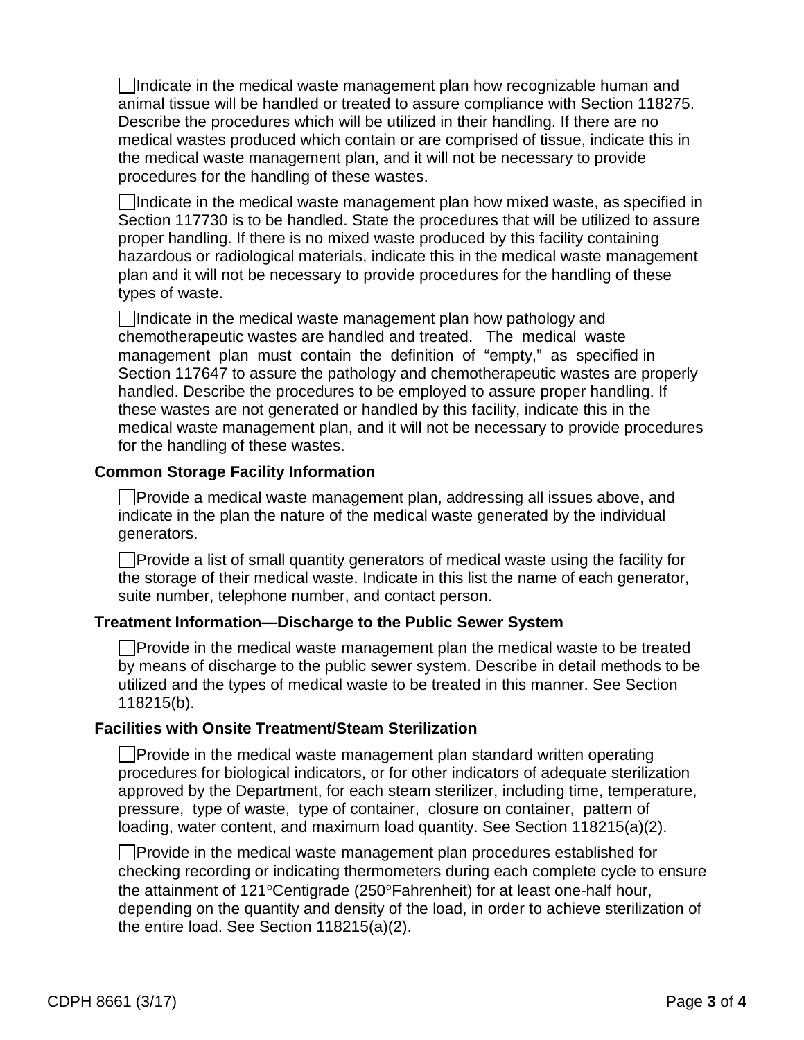- [ ] Indicate in the medical waste management plan how recognizable human and animal tissue will be handled or treated to assure compliance with Section 118275. Describe the procedures which will be utilized in their handling. If there are no medical wastes produced which contain or are comprised of tissue, indicate this in the medical waste management plan, and it will not be necessary to provide procedures for the handling of these wastes.

- [ ] Indicate in the medical waste management plan how mixed waste, as specified in Section 117730 is to be handled. State the procedures that will be utilized to assure proper handling. If there is no mixed waste produced by this facility containing hazardous or radiological materials, indicate this in the medical waste management plan and it will not be necessary to provide procedures for the handling of these types of waste.

- [ ] Indicate in the medical waste management plan how pathology and chemotherapeutic wastes are handled and treated. The medical waste management plan must contain the definition of "empty," as specified in Section 117647 to assure the pathology and chemotherapeutic wastes are properly handled. Describe the procedures to be employed to assure proper handling. If these wastes are not generated or handled by this facility, indicate this in the medical waste management plan, and it will not be necessary to provide procedures for the handling of these wastes.

**Common Storage Facility Information**

- [ ] Provide a medical waste management plan, addressing all issues above, and indicate in the plan the nature of the medical waste generated by the individual generators.

- [ ] Provide a list of small quantity generators of medical waste using the facility for the storage of their medical waste. Indicate in this list the name of each generator, suite number, telephone number, and contact person.

**Treatment Information—Discharge to the Public Sewer System**

- [ ] Provide in the medical waste management plan the medical waste to be treated by means of discharge to the public sewer system. Describe in detail methods to be utilized and the types of medical waste to be treated in this manner. See Section 118215(b).

**Facilities with Onsite Treatment/Steam Sterilization**

- [ ] Provide in the medical waste management plan standard written operating procedures for biological indicators, or for other indicators of adequate sterilization approved by the Department, for each steam sterilizer, including time, temperature, pressure, type of waste, type of container, closure on container, pattern of loading, water content, and maximum load quantity. See Section 118215(a)(2).

- [ ] Provide in the medical waste management plan procedures established for checking recording or indicating thermometers during each complete cycle to ensure the attainment of 121°Centigrade (250°Fahrenheit) for at least one-half hour, depending on the quantity and density of the load, in order to achieve sterilization of the entire load. See Section 118215(a)(2).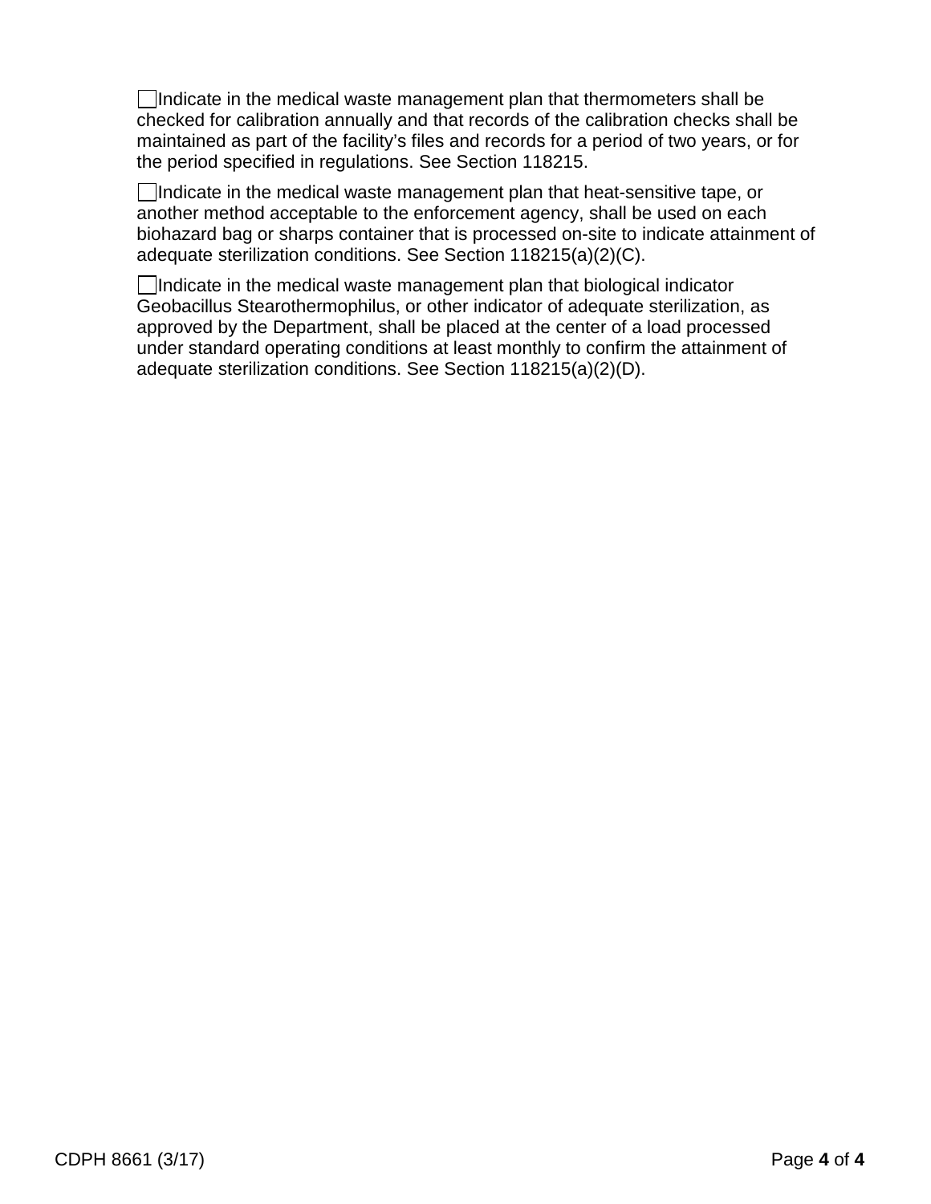- [ ] Indicate in the medical waste management plan that thermometers shall be checked for calibration annually and that records of the calibration checks shall be maintained as part of the facility's files and records for a period of two years, or for the period specified in regulations. See Section 118215.

- [ ] Indicate in the medical waste management plan that heat-sensitive tape, or another method acceptable to the enforcement agency, shall be used on each biohazard bag or sharps container that is processed on-site to indicate attainment of adequate sterilization conditions. See Section 118215(a)(2)(C).

- [ ] Indicate in the medical waste management plan that biological indicator Geobacillus Stearothermophilus, or other indicator of adequate sterilization, as approved by the Department, shall be placed at the center of a load processed under standard operating conditions at least monthly to confirm the attainment of adequate sterilization conditions. See Section 118215(a)(2)(D).

CDPH 8661 (3/17)